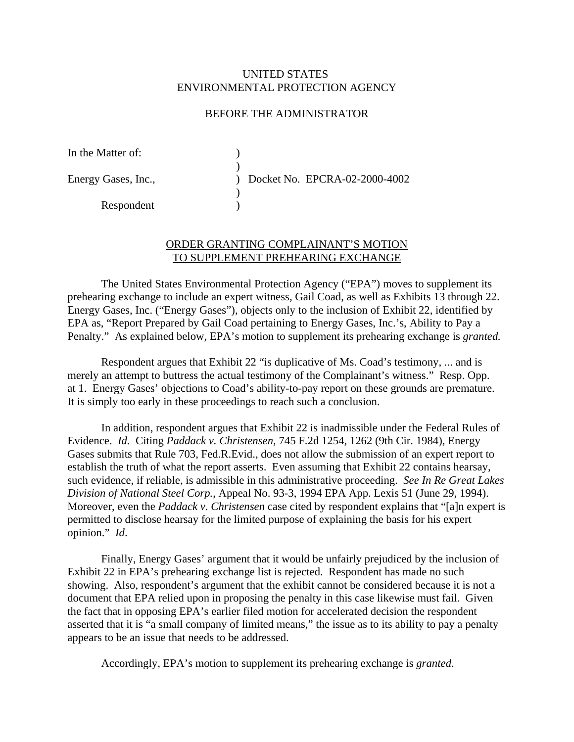UNITED STATES
ENVIRONMENTAL PROTECTION AGENCY

BEFORE THE ADMINISTRATOR

| | | |
|---|---|---|
| In the Matter of: | ) | |
| | ) | |
| Energy Gases, Inc., | ) | Docket No. EPCRA-02-2000-4002 |
| | ) | |
| Respondent | ) | |

## ORDER GRANTING COMPLAINANT'S MOTION TO SUPPLEMENT PREHEARING EXCHANGE

The United States Environmental Protection Agency ("EPA") moves to supplement its prehearing exchange to include an expert witness, Gail Coad, as well as Exhibits 13 through 22. Energy Gases, Inc. ("Energy Gases"), objects only to the inclusion of Exhibit 22, identified by EPA as, "Report Prepared by Gail Coad pertaining to Energy Gases, Inc.'s, Ability to Pay a Penalty." As explained below, EPA's motion to supplement its prehearing exchange is *granted.*

Respondent argues that Exhibit 22 "is duplicative of Ms. Coad's testimony, ... and is merely an attempt to buttress the actual testimony of the Complainant's witness." Resp. Opp. at 1. Energy Gases' objections to Coad's ability-to-pay report on these grounds are premature. It is simply too early in these proceedings to reach such a conclusion.

In addition, respondent argues that Exhibit 22 is inadmissible under the Federal Rules of Evidence. *Id.* Citing *Paddack v. Christensen,* 745 F.2d 1254, 1262 (9th Cir. 1984), Energy Gases submits that Rule 703, Fed.R.Evid., does not allow the submission of an expert report to establish the truth of what the report asserts. Even assuming that Exhibit 22 contains hearsay, such evidence, if reliable, is admissible in this administrative proceeding. *See In Re Great Lakes Division of National Steel Corp.,* Appeal No. 93-3, 1994 EPA App. Lexis 51 (June 29, 1994). Moreover, even the *Paddack v. Christensen* case cited by respondent explains that "[a]n expert is permitted to disclose hearsay for the limited purpose of explaining the basis for his expert opinion." *Id*.

Finally, Energy Gases' argument that it would be unfairly prejudiced by the inclusion of Exhibit 22 in EPA's prehearing exchange list is rejected. Respondent has made no such showing. Also, respondent's argument that the exhibit cannot be considered because it is not a document that EPA relied upon in proposing the penalty in this case likewise must fail. Given the fact that in opposing EPA's earlier filed motion for accelerated decision the respondent asserted that it is "a small company of limited means," the issue as to its ability to pay a penalty appears to be an issue that needs to be addressed.

Accordingly, EPA's motion to supplement its prehearing exchange is *granted*.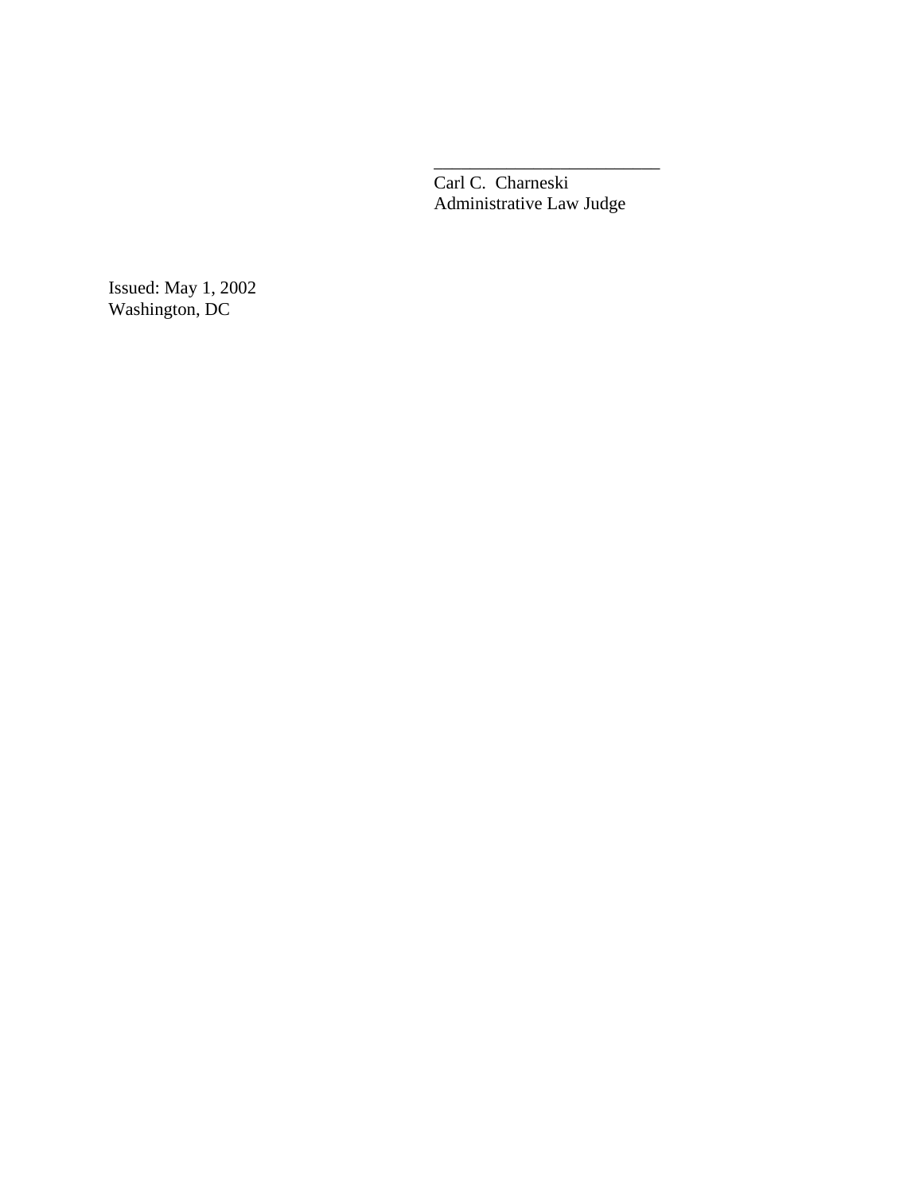\_\_\_\_\_\_\_\_\_\_\_\_\_\_\_\_\_\_\_\_\_\_\_\_\_\_
Carl C. Charneski
Administrative Law Judge

Issued: May 1, 2002
Washington, DC